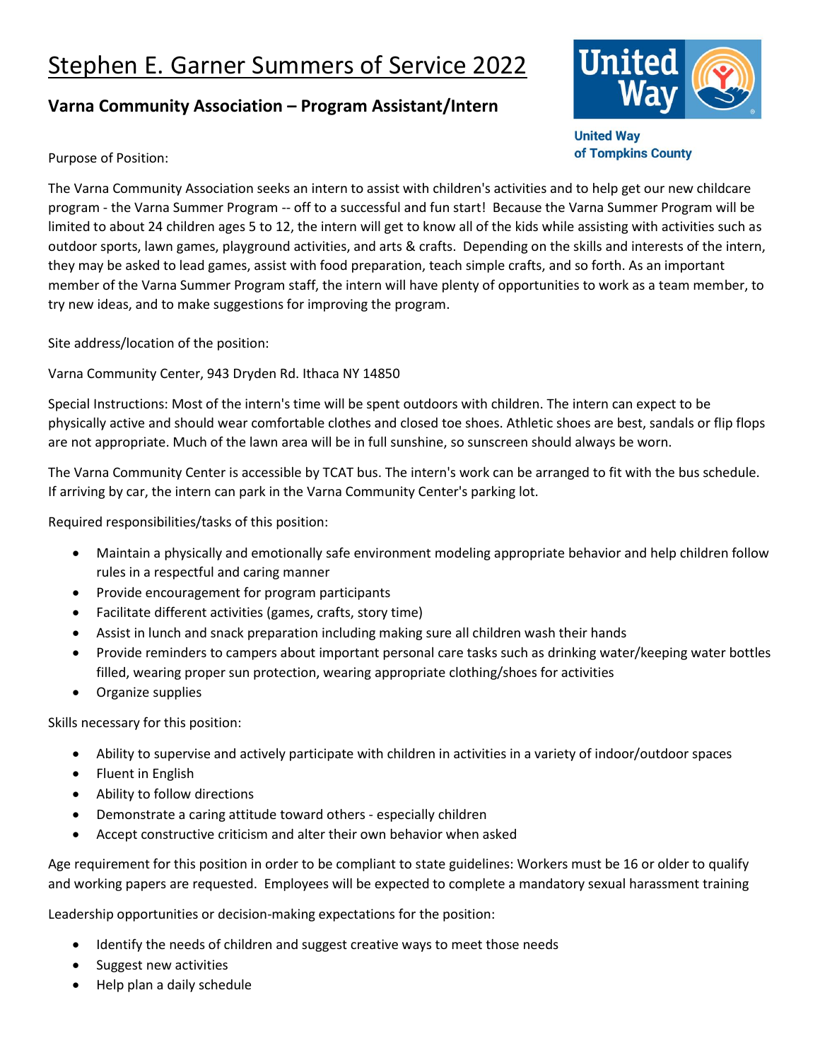# Stephen E. Garner Summers of Service 2022

## Varna Community Association – Program Assistant/Intern

United Way of Tompkins County

Purpose of Position:

The Varna Community Association seeks an intern to assist with children's activities and to help get our new childcare program - the Varna Summer Program -- off to a successful and fun start! Because the Varna Summer Program will be limited to about 24 children ages 5 to 12, the intern will get to know all of the kids while assisting with activities such as outdoor sports, lawn games, playground activities, and arts & crafts. Depending on the skills and interests of the intern, they may be asked to lead games, assist with food preparation, teach simple crafts, and so forth. As an important member of the Varna Summer Program staff, the intern will have plenty of opportunities to work as a team member, to try new ideas, and to make suggestions for improving the program.

Site address/location of the position:

Varna Community Center, 943 Dryden Rd. Ithaca NY 14850

Special Instructions: Most of the intern's time will be spent outdoors with children. The intern can expect to be physically active and should wear comfortable clothes and closed toe shoes. Athletic shoes are best, sandals or flip flops are not appropriate. Much of the lawn area will be in full sunshine, so sunscreen should always be worn.

The Varna Community Center is accessible by TCAT bus. The intern's work can be arranged to fit with the bus schedule. If arriving by car, the intern can park in the Varna Community Center's parking lot.

Required responsibilities/tasks of this position:

- Maintain a physically and emotionally safe environment modeling appropriate behavior and help children follow rules in a respectful and caring manner
- Provide encouragement for program participants
- Facilitate different activities (games, crafts, story time)
- Assist in lunch and snack preparation including making sure all children wash their hands
- Provide reminders to campers about important personal care tasks such as drinking water/keeping water bottles filled, wearing proper sun protection, wearing appropriate clothing/shoes for activities
- Organize supplies

Skills necessary for this position:

- Ability to supervise and actively participate with children in activities in a variety of indoor/outdoor spaces
- Fluent in English
- Ability to follow directions
- Demonstrate a caring attitude toward others - especially children
- Accept constructive criticism and alter their own behavior when asked

Age requirement for this position in order to be compliant to state guidelines: Workers must be 16 or older to qualify and working papers are requested. Employees will be expected to complete a mandatory sexual harassment training

Leadership opportunities or decision-making expectations for the position:

- Identify the needs of children and suggest creative ways to meet those needs
- Suggest new activities
- Help plan a daily schedule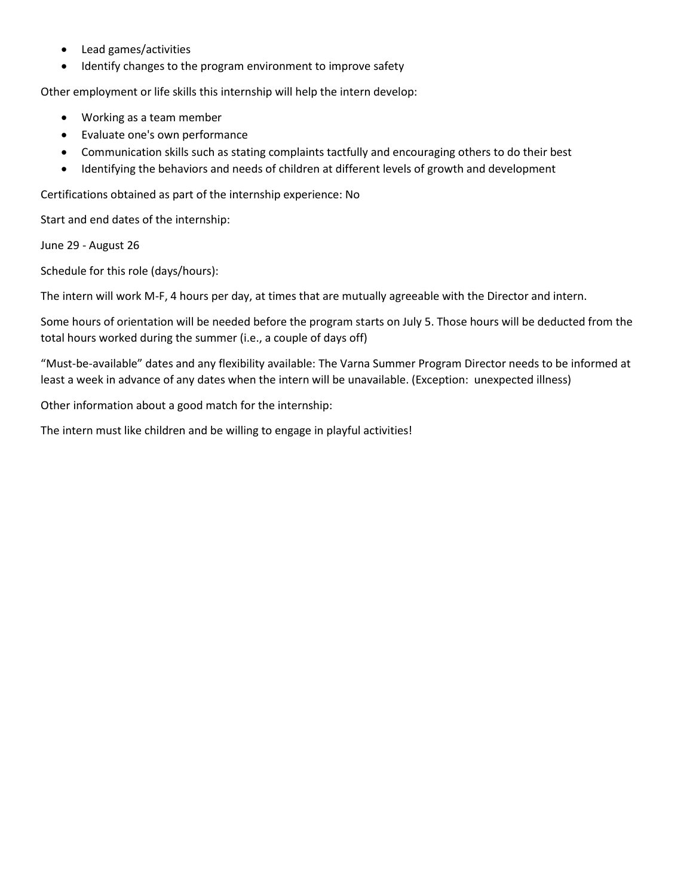- Lead games/activities
- Identify changes to the program environment to improve safety

Other employment or life skills this internship will help the intern develop:

- Working as a team member
- Evaluate one's own performance
- Communication skills such as stating complaints tactfully and encouraging others to do their best
- Identifying the behaviors and needs of children at different levels of growth and development

Certifications obtained as part of the internship experience: No

Start and end dates of the internship:

June 29 - August 26

Schedule for this role (days/hours):

The intern will work M-F, 4 hours per day, at times that are mutually agreeable with the Director and intern.

Some hours of orientation will be needed before the program starts on July 5. Those hours will be deducted from the total hours worked during the summer (i.e., a couple of days off)

"Must-be-available" dates and any flexibility available: The Varna Summer Program Director needs to be informed at least a week in advance of any dates when the intern will be unavailable. (Exception: unexpected illness)

Other information about a good match for the internship:

The intern must like children and be willing to engage in playful activities!